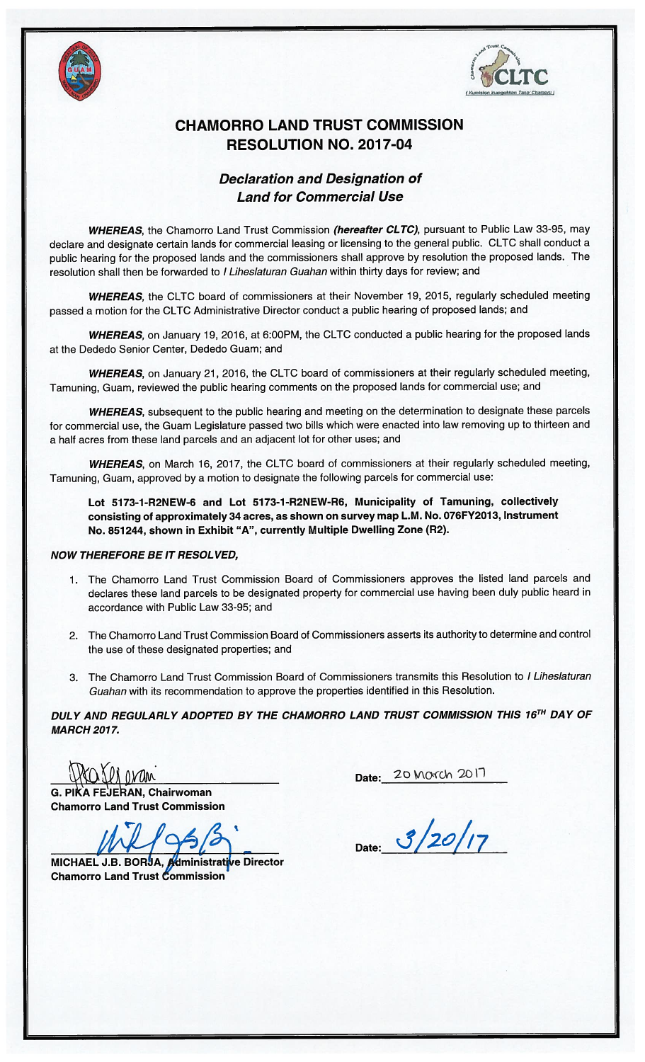# CHAMORRO LAND TRUST COMMISSION
# RESOLUTION NO. 2017-04

## *Declaration and Designation of Land for Commercial Use*

***WHEREAS***, the Chamorro Land Trust Commission ***(hereafter CLTC)***, pursuant to Public Law 33-95, may declare and designate certain lands for commercial leasing or licensing to the general public. CLTC shall conduct a public hearing for the proposed lands and the commissioners shall approve by resolution the proposed lands. The resolution shall then be forwarded to *I Liheslaturan Guahan* within thirty days for review; and

***WHEREAS,*** the CLTC board of commissioners at their November 19, 2015, regularly scheduled meeting passed a motion for the CLTC Administrative Director conduct a public hearing of proposed lands; and

***WHEREAS,*** on January 19, 2016, at 6:00PM, the CLTC conducted a public hearing for the proposed lands at the Dededo Senior Center, Dededo Guam; and

***WHEREAS***, on January 21, 2016, the CLTC board of commissioners at their regularly scheduled meeting, Tamuning, Guam, reviewed the public hearing comments on the proposed lands for commercial use; and

***WHEREAS***, subsequent to the public hearing and meeting on the determination to designate these parcels for commercial use, the Guam Legislature passed two bills which were enacted into law removing up to thirteen and a half acres from these land parcels and an adjacent lot for other uses; and

***WHEREAS***, on March 16, 2017, the CLTC board of commissioners at their regularly scheduled meeting, Tamuning, Guam, approved by a motion to designate the following parcels for commercial use:

> **Lot 5173-1-R2NEW-6 and Lot 5173-1-R2NEW-R6, Municipality of Tamuning, collectively consisting of approximately 34 acres, as shown on survey map L.M. No. 076FY2013, Instrument No. 851244, shown in Exhibit "A", currently Multiple Dwelling Zone (R2).**

***NOW THEREFORE BE IT RESOLVED,***

1. The Chamorro Land Trust Commission Board of Commissioners approves the listed land parcels and declares these land parcels to be designated property for commercial use having been duly public heard in accordance with Public Law 33-95; and
2. The Chamorro Land Trust Commission Board of Commissioners asserts its authority to determine and control the use of these designated properties; and
3. The Chamorro Land Trust Commission Board of Commissioners transmits this Resolution to *I Liheslaturan Guahan* with its recommendation to approve the properties identified in this Resolution.

***DULY AND REGULARLY ADOPTED BY THE CHAMORRO LAND TRUST COMMISSION THIS 16TH DAY OF MARCH 2017.***

**G. PIKA FEJERAN, Chairwoman**
**Chamorro Land Trust Commission**

Date: 20 March 2017

**MICHAEL J.B. BORJA, Administrative Director**
**Chamorro Land Trust Commission**

Date: 3/20/17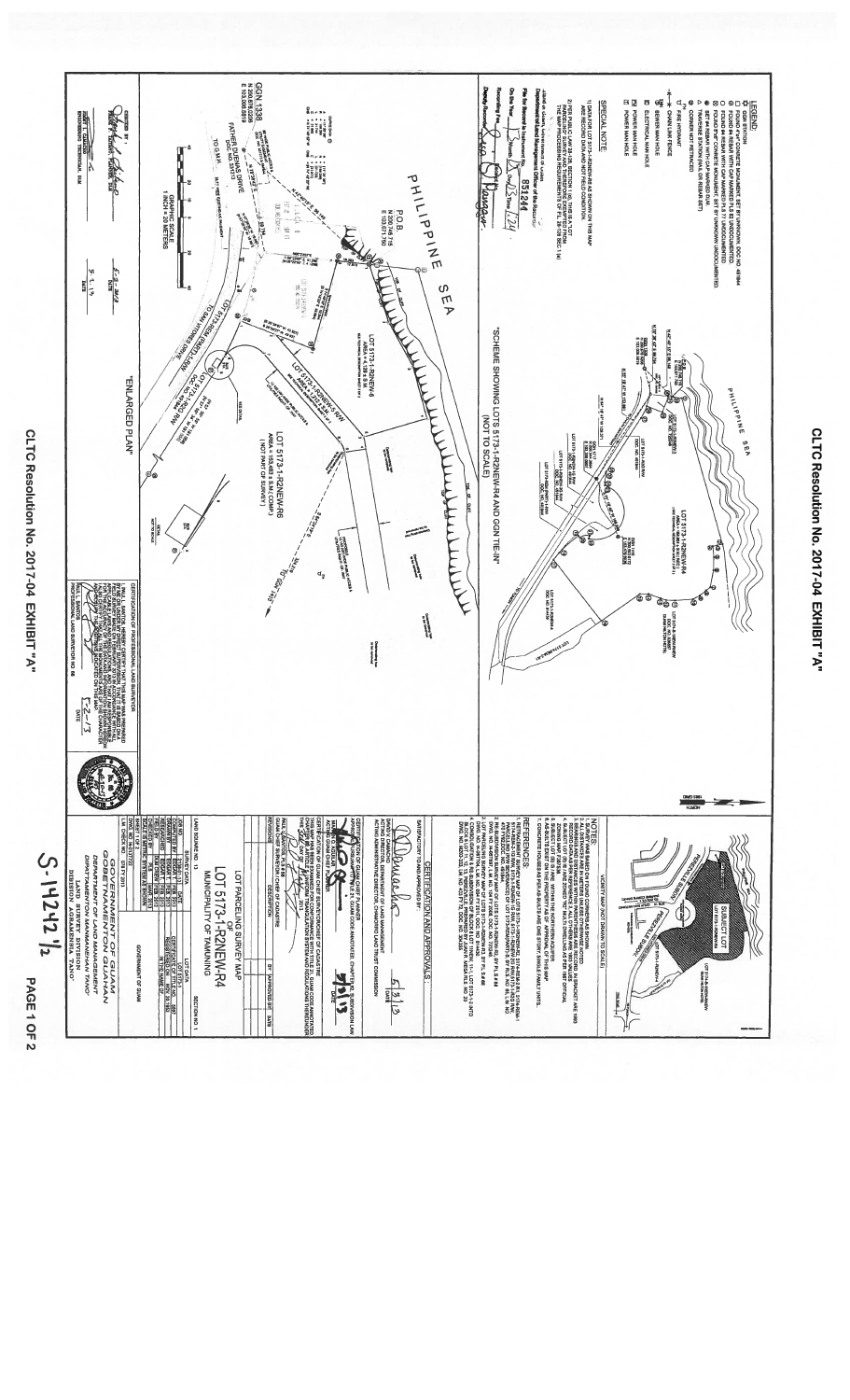CLTC Resolution No. 2017-04 EXHIBIT "A"

S-14242 ½

## LEGEND

- FOUND 4"x4" CONCRETE MONUMENT, SET BY UNKNOWN, DOC. NO. 481664
- FOUND #4 REBAR WITH CAP MARKED PLS 77 (UNDOCUMENTED)
- FOUND #4 REBAR WITH CAP MARKED PLS 77 (UNDOCUMENTED)
- FOUND PK NAIL / CONCRETE NAIL, SET BY UNKNOWN (UNDOCUMENTED)
- SET #4 REBAR WITH CAP MARKED LS 86
- TRAVERSE STATION (NAIL OR REBAR SET)
- CORNER NOT MONUMENTED
- FIRE HYDRANT
- CHAIN LINK FENCE
- SEWER MAN HOLE
- ELECTRICAL MAN HOLE
- POWER MAN HOLE
- POWER MAN HOLE

## SPECIAL NOTE

1) DATA FOR LOT 5173-1-R2NEW-R6 AS SHOWN ON THIS MAP ARE RECORD DATA AND NOT FIELD CONDITION.

2) PER P.L. 31-233 (PUBLIC LAW 28-126), THIS IS A SURVEY RECORD TO PARTIAL SURVEY AND THEREFORE EXEMPT FROM THE MAP PROCESSING REQUIREMENTS OF P.L. 28-126 SEC. 1 (a).

Department of Land Management, Office of the Recorder

File for Record is Instrument No. 851244

On the Year 2013 Month 05 Day 03 Time 1:24

Recording Fee ______

Deputy Recorder ______

"SCHEME SHOWING LOTS 5173-1-R2NEW-R4 AND GGN TIE-IN" (NOT TO SCALE)

PHILIPPINE SEA

LOT 5173-1-R2NEW-R4

LOT 5173-1-R2NEW-R6 AREA = 553,463 S.M. (COMP.) (NOT PART OF SURVEY)

LOT 5173-1-R2NEW-R5 R/W

LOT 5173-1-R2NEW-R3

P.O.B.

GGN 1338 N 200,878.0208 E 103,008.5619

FATHER DUENAS DRIVE

"ENLARGED PLAN"

GRAPHIC SCALE 1 INCH = 20 METERS

CHECKED BY: ______ DATE 5-2-2013

APPROVED BY: ______ DATE 5-1-13

ENGINEERING TECHNICIAN, DLM

### CERTIFICATION OF PROFESSIONAL LAND SURVEYOR

I, PAUL L. SANTOS, HEREBY CERTIFY THAT THIS MAP WAS PREPARED BY ME OR UNDER MY DIRECT SUPERVISION AND CONFORMS TO ALL APPLICABLE LAWS AND REGULATIONS, AND THAT ALL MONUMENTS AND CORNERS ARE OF THE CHARACTER AND OCCUPY THE POSITIONS INDICATED ON THIS MAP.

PAUL L. SANTOS, PROFESSIONAL LAND SURVEYOR NO. 86 — DATE 5-2-13

VICINITY MAP (NOT DRAWN TO SCALE)

SUBJECT LOT

## NOTES:

1. BEARINGS ARE BASED ON GUAM GRID; DISTANCES ARE SHOWN IN METERS.
2. ALL DISTANCES ARE IN METERS UNLESS OTHERWISE NOTED.
3. THIS SURVEY CONFORMS TO ALL APPLICABLE LAWS AND REGULATIONS.
4. SUBJECT LOT IS ZONED "R-1" AS PER THE 1967 OFFICIAL ZONING MAP.
5. SUBJECT LOT IS NOT WITHIN THE NORTHERN AQUIFER.
6. THIS MAP DOES NOT CONSTITUTE A SUBDIVISION.
7. CONCRETE HOUSES IN PROPERTY ARE ONE STORY SINGLE FAMILY UNITS.

## REFERENCES:

1. ...
2. ...
3. ...

### CERTIFICATION AND APPROVALS:

SATISFACTORY TO AND APPROVED BY:

______ DATE 5/3/13

DIRECTOR, DEPARTMENT OF LAND MANAGEMENT
ACTING ADMINISTRATIVE DIRECTOR, CHAMORRO LAND TRUST COMMISSION

CERTIFICATION OF GUAM CHIEF PLANNER

______ DATE 5/2/13

CERTIFICATION OF GUAM CHIEF SURVEYOR/CHIEF OF CADASTRE

GUAM CHIEF SURVEYOR/CHIEF OF CADASTRE

| REVISIONS | DESCRIPTION | BY | APPROVED BY | DATE |
|---|---|---|---|---|
| | | | | |

## LOT PARCELING SURVEY MAP OF LOT 5173-1-R2NEW-R4

MUNICIPALITY OF TAMUNING

GOVERNMENT OF GUAM

DEPARTMENT OF LAND MANAGEMENT

DIPATTAMENTON MANMANEHAN TANO'

DIVISION OF LAND SURVEY

SHEET 1 OF 2

L.M. CHECK NO. 005 FY 2013

CLTC Resolution No. 2017-04 EXHIBIT "A"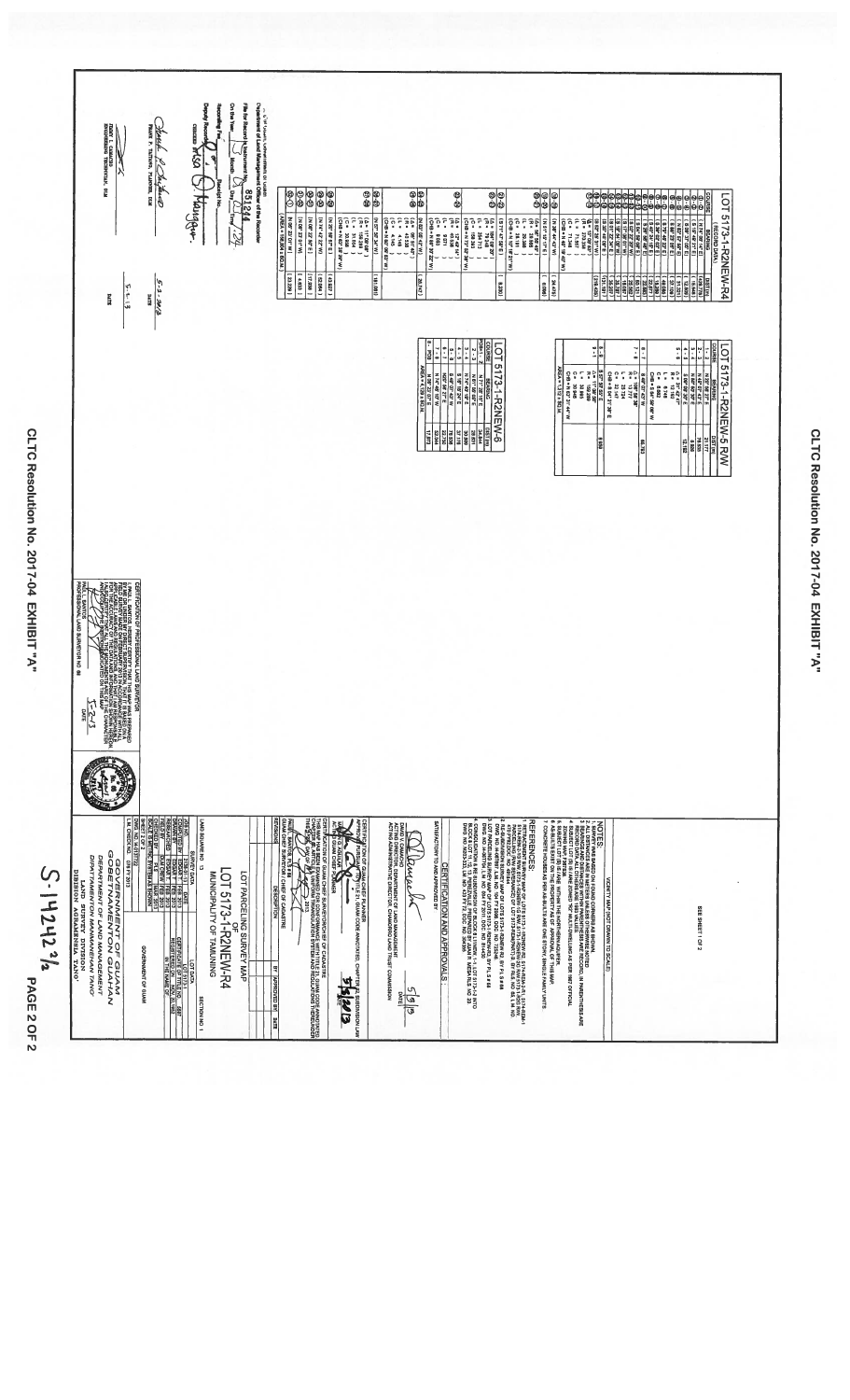CLTC Resolution No. 2017-04 EXHIBIT "A"

## LOT 5173-1-R2NEW-R4

| COURSE | BEARING (RECORD DATA) | DISTANCE |
|---|---|---|
| | | |

(AREA = 106,204 ± SQ.M.)

## LOT 5173-1-R2NEW-5 RW

| COURSE | BEARING | DISTANCE |
|---|---|---|
| | | |

## LOT 5173-1-R2NEW-6

| COURSE | BEARING | DISTANCE |
|---|---|---|
| | | |

Department of Land Management Office of the Recorder

File for Record is Instrument No. 851244

On the Year 13 Month 5 Day Time

Recording Fee

Deputy Recorder

Receipt No.

FRANK F. TAITANO, PLANNER

TROY C. GARCIA, ENGINEERING TECHNICIAN

DATE

### CERTIFICATION OF PROFESSIONAL LAND SURVEYOR

PAUL L. SANTOS
PROFESSIONAL LAND SURVEYOR NO. 85

DATE

### NOTES

### REFERENCES

### CERTIFICATION AND APPROVALS

SATISFACTORY TO AND APPROVED BY:

ACTING DIRECTOR, DEPARTMENT OF LAND MANAGEMENT
ACTING ADMINISTRATIVE DIRECTOR, CHAMORRO LAND TRUST COMMISSION

VICINITY MAP (NOT DRAWN TO SCALE)

SEE SHEET 1 OF 2

# LOT PARCELING SURVEY MAP

## LOT 5173-1-R2NEW-R4

MUNICIPALITY OF TAMUNING

GOVERNMENT OF GUAM

GOBETNAMENTON GUÅHAN

DEPARTMENT OF LAND MANAGEMENT

LAND SURVEY DIVISION

S-14242 2/2

PAGE 2 OF 2